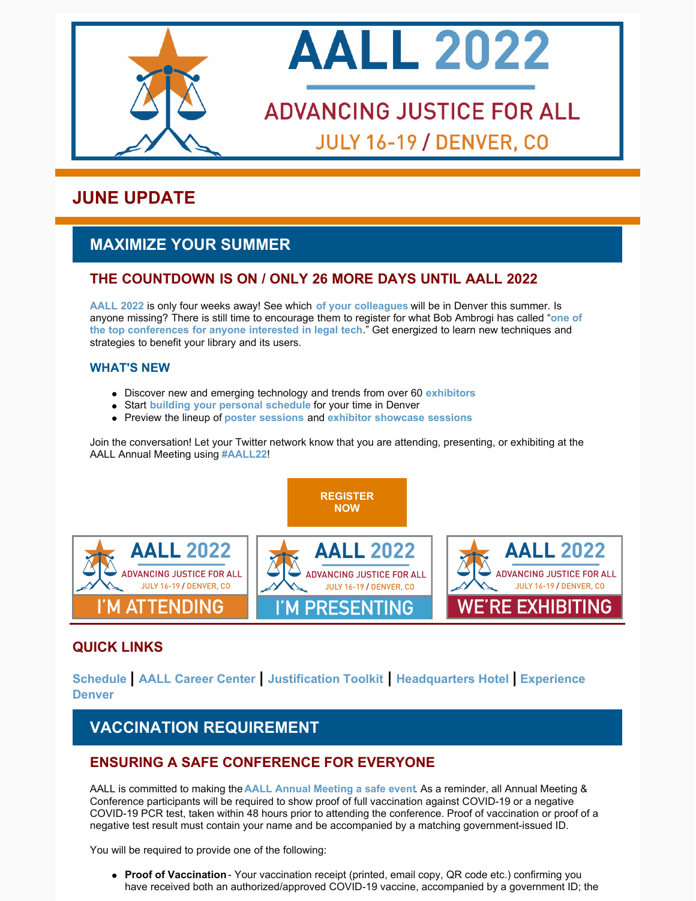# AALL 2022

## ADVANCING JUSTICE FOR ALL

JULY 16-19 / DENVER, CO

## JUNE UPDATE

## MAXIMIZE YOUR SUMMER

### THE COUNTDOWN IS ON / ONLY 26 MORE DAYS UNTIL AALL 2022

**AALL 2022** is only four weeks away! See which **of your colleagues** will be in Denver this summer. Is anyone missing? There is still time to encourage them to register for what Bob Ambrogi has called "**one of the top conferences for anyone interested in legal tech**." Get energized to learn new techniques and strategies to benefit your library and its users.

### WHAT'S NEW

- Discover new and emerging technology and trends from over 60 **exhibitors**
- Start **building your personal schedule** for your time in Denver
- Preview the lineup of **poster sessions** and **exhibitor showcase sessions**

Join the conversation! Let your Twitter network know that you are attending, presenting, or exhibiting at the AALL Annual Meeting using **#AALL22**!

**REGISTER NOW**

AALL 2022 ADVANCING JUSTICE FOR ALL JULY 16-19 / DENVER, CO — I'M ATTENDING

AALL 2022 ADVANCING JUSTICE FOR ALL JULY 16-19 / DENVER, CO — I'M PRESENTING

AALL 2022 ADVANCING JUSTICE FOR ALL JULY 16-19 / DENVER, CO — WE'RE EXHIBITING

### QUICK LINKS

**Schedule** | **AALL Career Center** | **Justification Toolkit** | **Headquarters Hotel** | **Experience Denver**

## VACCINATION REQUIREMENT

### ENSURING A SAFE CONFERENCE FOR EVERYONE

AALL is committed to making the **AALL Annual Meeting a safe event**. As a reminder, all Annual Meeting & Conference participants will be required to show proof of full vaccination against COVID-19 or a negative COVID-19 PCR test, taken within 48 hours prior to attending the conference. Proof of vaccination or proof of a negative test result must contain your name and be accompanied by a matching government-issued ID.

You will be required to provide one of the following:

- **Proof of Vaccination** - Your vaccination receipt (printed, email copy, QR code etc.) confirming you have received both an authorized/approved COVID-19 vaccine, accompanied by a government ID; the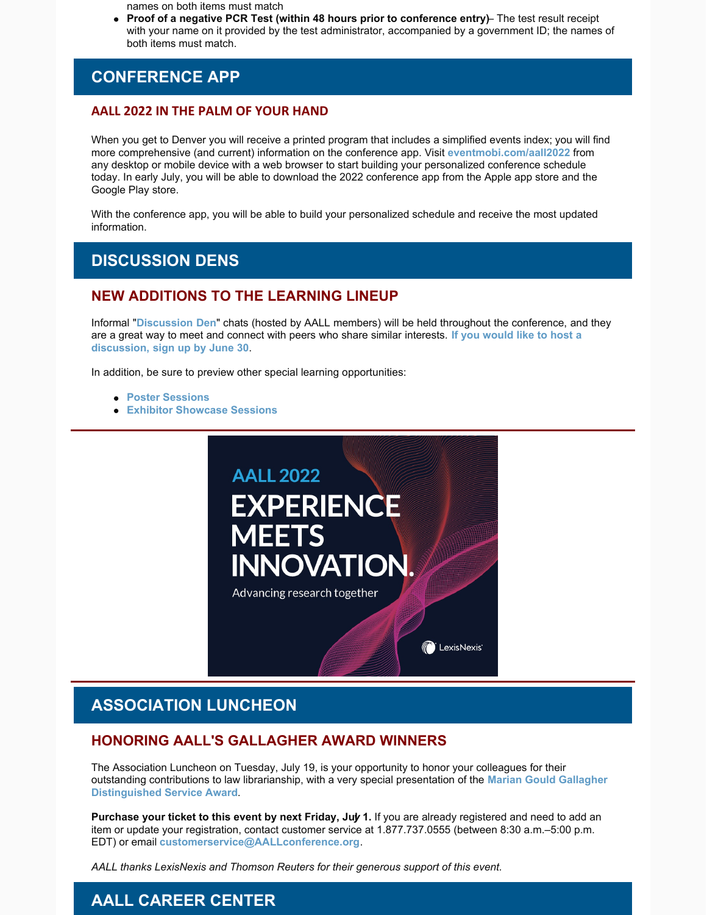names on both items must match

- **Proof of a negative PCR Test (within 48 hours prior to conference entry)**– The test result receipt with your name on it provided by the test administrator, accompanied by a government ID; the names of both items must match.

## CONFERENCE APP

### AALL 2022 IN THE PALM OF YOUR HAND

When you get to Denver you will receive a printed program that includes a simplified events index; you will find more comprehensive (and current) information on the conference app. Visit **eventmobi.com/aall2022** from any desktop or mobile device with a web browser to start building your personalized conference schedule today. In early July, you will be able to download the 2022 conference app from the Apple app store and the Google Play store.

With the conference app, you will be able to build your personalized schedule and receive the most updated information.

## DISCUSSION DENS

### NEW ADDITIONS TO THE LEARNING LINEUP

Informal "**Discussion Den**" chats (hosted by AALL members) will be held throughout the conference, and they are a great way to meet and connect with peers who share similar interests. **If you would like to host a discussion, sign up by June 30**.

In addition, be sure to preview other special learning opportunities:

- **Poster Sessions**
- **Exhibitor Showcase Sessions**

AALL 2022

EXPERIENCE MEETS INNOVATION.

Advancing research together

LexisNexis

## ASSOCIATION LUNCHEON

### HONORING AALL'S GALLAGHER AWARD WINNERS

The Association Luncheon on Tuesday, July 19, is your opportunity to honor your colleagues for their outstanding contributions to law librarianship, with a very special presentation of the **Marian Gould Gallagher Distinguished Service Award**.

**Purchase your ticket to this event by next Friday, July 1.** If you are already registered and need to add an item or update your registration, contact customer service at 1.877.737.0555 (between 8:30 a.m.–5:00 p.m. EDT) or email **customerservice@AALLconference.org**.

*AALL thanks LexisNexis and Thomson Reuters for their generous support of this event.*

## AALL CAREER CENTER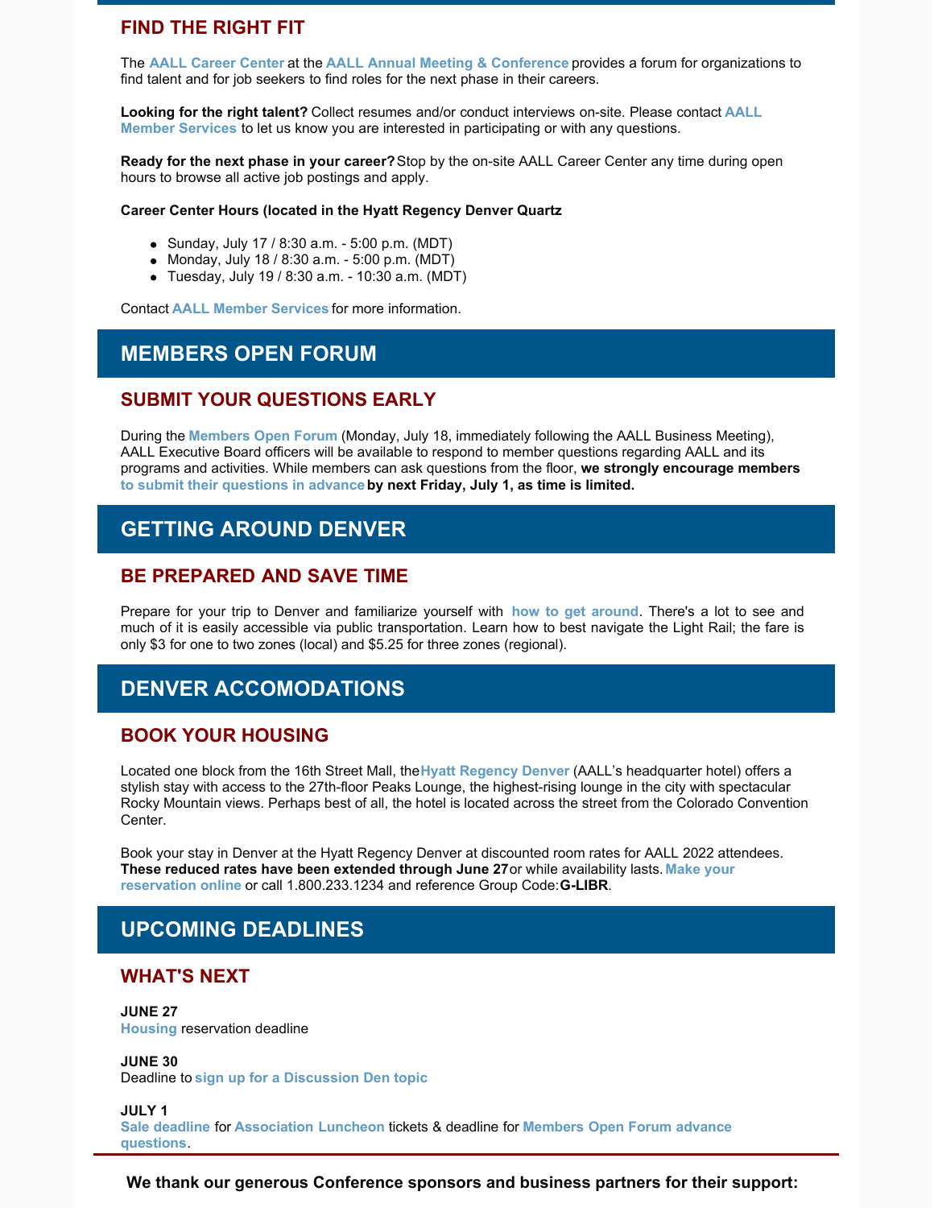## FIND THE RIGHT FIT

The **AALL Career Center** at the **AALL Annual Meeting & Conference** provides a forum for organizations to find talent and for job seekers to find roles for the next phase in their careers.

**Looking for the right talent?** Collect resumes and/or conduct interviews on-site. Please contact **AALL Member Services** to let us know you are interested in participating or with any questions.

**Ready for the next phase in your career?** Stop by the on-site AALL Career Center any time during open hours to browse all active job postings and apply.

**Career Center Hours (located in the Hyatt Regency Denver Quartz**

- Sunday, July 17 / 8:30 a.m. - 5:00 p.m. (MDT)
- Monday, July 18 / 8:30 a.m. - 5:00 p.m. (MDT)
- Tuesday, July 19 / 8:30 a.m. - 10:30 a.m. (MDT)

Contact **AALL Member Services** for more information.

# MEMBERS OPEN FORUM

## SUBMIT YOUR QUESTIONS EARLY

During the **Members Open Forum** (Monday, July 18, immediately following the AALL Business Meeting), AALL Executive Board officers will be available to respond to member questions regarding AALL and its programs and activities. While members can ask questions from the floor, **we strongly encourage members to submit their questions in advance by next Friday, July 1, as time is limited.**

# GETTING AROUND DENVER

## BE PREPARED AND SAVE TIME

Prepare for your trip to Denver and familiarize yourself with **how to get around**. There's a lot to see and much of it is easily accessible via public transportation. Learn how to best navigate the Light Rail; the fare is only $3 for one to two zones (local) and $5.25 for three zones (regional).

# DENVER ACCOMODATIONS

## BOOK YOUR HOUSING

Located one block from the 16th Street Mall, the **Hyatt Regency Denver** (AALL's headquarter hotel) offers a stylish stay with access to the 27th-floor Peaks Lounge, the highest-rising lounge in the city with spectacular Rocky Mountain views. Perhaps best of all, the hotel is located across the street from the Colorado Convention Center.

Book your stay in Denver at the Hyatt Regency Denver at discounted room rates for AALL 2022 attendees. **These reduced rates have been extended through June 27** or while availability lasts. **Make your reservation online** or call 1.800.233.1234 and reference Group Code: **G-LIBR**.

# UPCOMING DEADLINES

## WHAT'S NEXT

**JUNE 27**
**Housing** reservation deadline

**JUNE 30**
Deadline to **sign up for a Discussion Den topic**

**JULY 1**
**Sale deadline** for **Association Luncheon** tickets & deadline for **Members Open Forum advance questions**.

**We thank our generous Conference sponsors and business partners for their support:**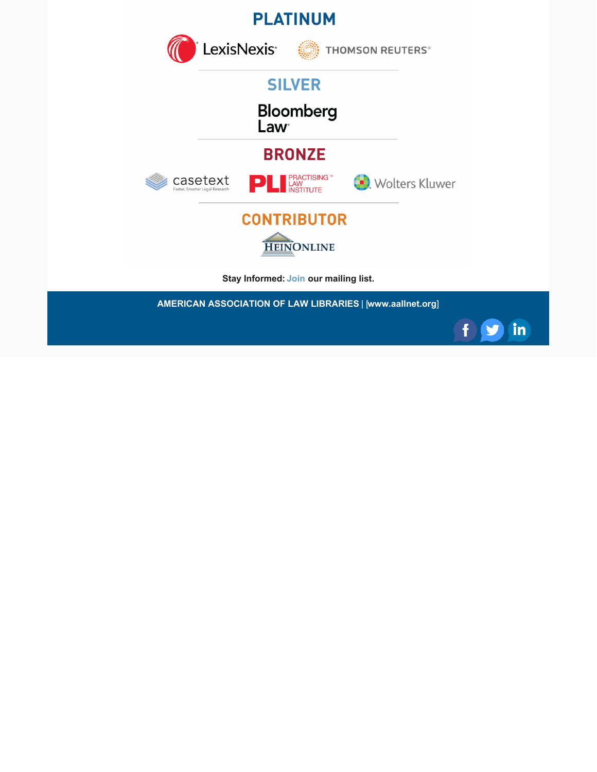## PLATINUM

LexisNexis

THOMSON REUTERS

## SILVER

Bloomberg Law

## BRONZE

casetext
Faster, Smarter Legal Research

PLI PRACTISING LAW INSTITUTE

Wolters Kluwer

## CONTRIBUTOR

HEINONLINE

**Stay Informed: Join our mailing list.**

**AMERICAN ASSOCIATION OF LAW LIBRARIES | [www.aallnet.org]**